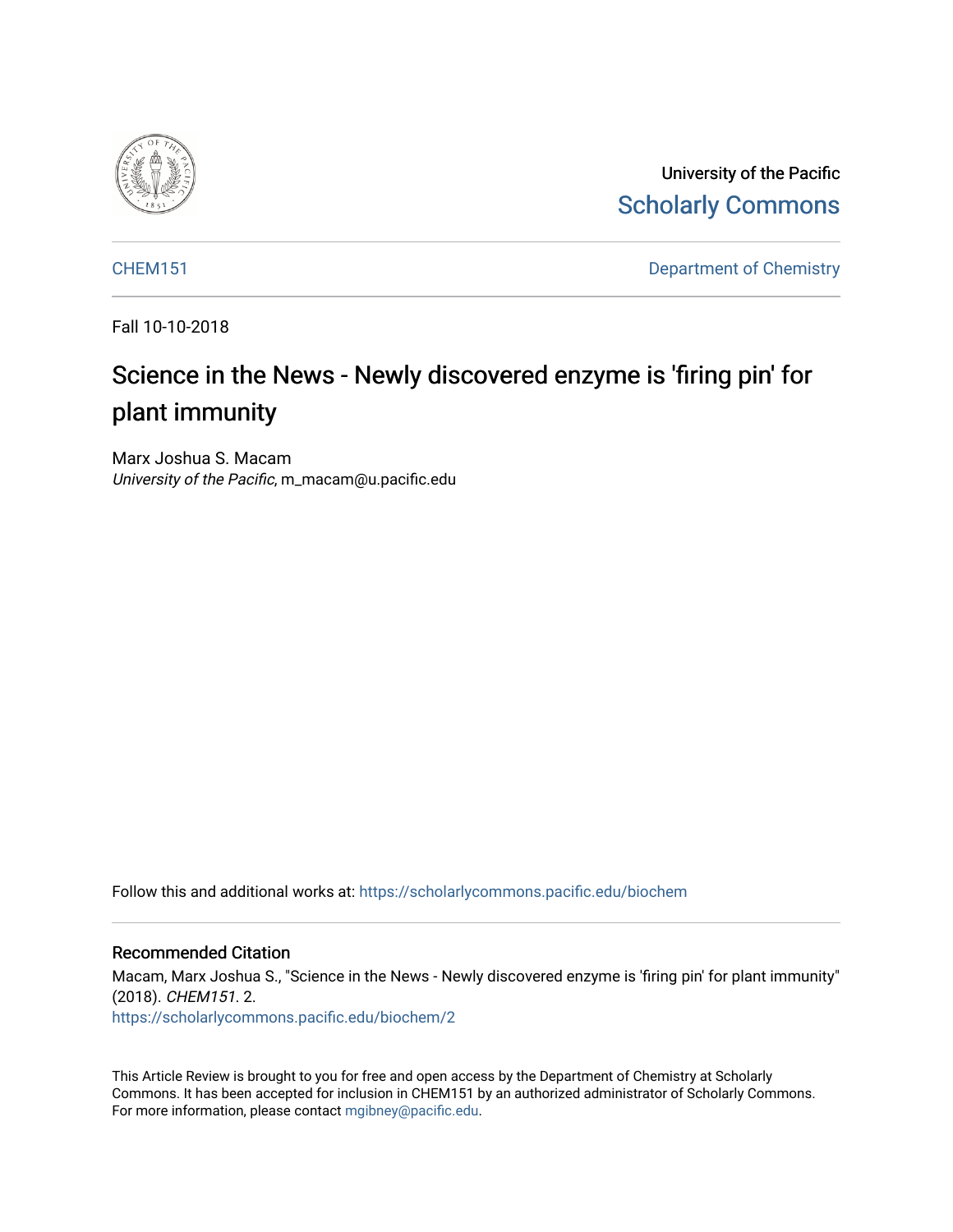University of the Pacific
Scholarly Commons

CHEM151 | Department of Chemistry

Fall 10-10-2018

# Science in the News - Newly discovered enzyme is 'firing pin' for plant immunity

Marx Joshua S. Macam
*University of the Pacific*, m_macam@u.pacific.edu

Follow this and additional works at: https://scholarlycommons.pacific.edu/biochem

## Recommended Citation

Macam, Marx Joshua S., "Science in the News - Newly discovered enzyme is 'firing pin' for plant immunity" (2018). *CHEM151*. 2.
https://scholarlycommons.pacific.edu/biochem/2

This Article Review is brought to you for free and open access by the Department of Chemistry at Scholarly Commons. It has been accepted for inclusion in CHEM151 by an authorized administrator of Scholarly Commons. For more information, please contact mgibney@pacific.edu.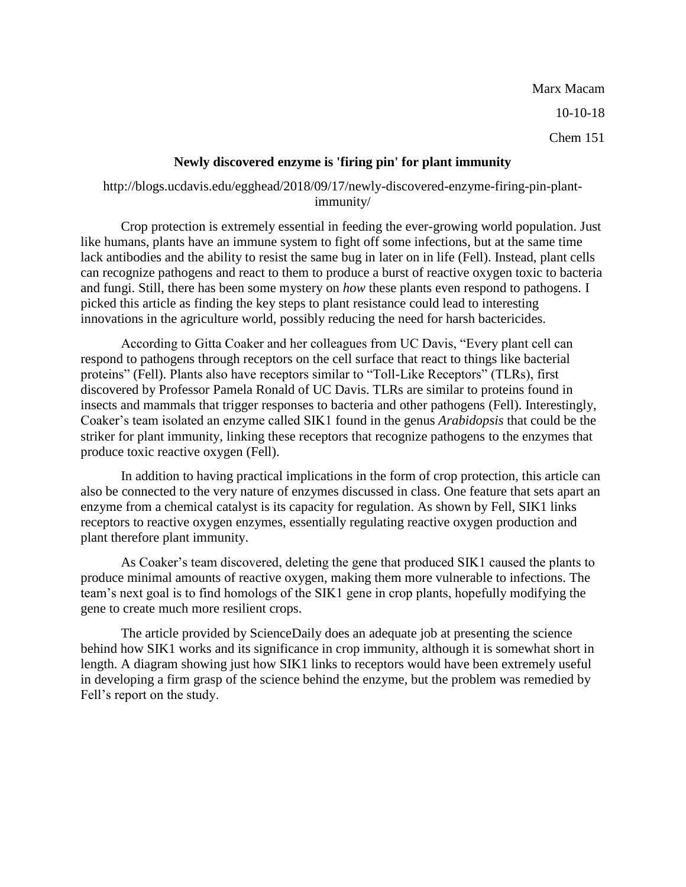Marx Macam

10-10-18

Chem 151

**Newly discovered enzyme is 'firing pin' for plant immunity**

http://blogs.ucdavis.edu/egghead/2018/09/17/newly-discovered-enzyme-firing-pin-plant-immunity/

Crop protection is extremely essential in feeding the ever-growing world population. Just like humans, plants have an immune system to fight off some infections, but at the same time lack antibodies and the ability to resist the same bug in later on in life (Fell). Instead, plant cells can recognize pathogens and react to them to produce a burst of reactive oxygen toxic to bacteria and fungi. Still, there has been some mystery on *how* these plants even respond to pathogens. I picked this article as finding the key steps to plant resistance could lead to interesting innovations in the agriculture world, possibly reducing the need for harsh bactericides.

According to Gitta Coaker and her colleagues from UC Davis, "Every plant cell can respond to pathogens through receptors on the cell surface that react to things like bacterial proteins" (Fell). Plants also have receptors similar to "Toll-Like Receptors" (TLRs), first discovered by Professor Pamela Ronald of UC Davis. TLRs are similar to proteins found in insects and mammals that trigger responses to bacteria and other pathogens (Fell). Interestingly, Coaker's team isolated an enzyme called SIK1 found in the genus *Arabidopsis* that could be the striker for plant immunity, linking these receptors that recognize pathogens to the enzymes that produce toxic reactive oxygen (Fell).

In addition to having practical implications in the form of crop protection, this article can also be connected to the very nature of enzymes discussed in class. One feature that sets apart an enzyme from a chemical catalyst is its capacity for regulation. As shown by Fell, SIK1 links receptors to reactive oxygen enzymes, essentially regulating reactive oxygen production and plant therefore plant immunity.

As Coaker's team discovered, deleting the gene that produced SIK1 caused the plants to produce minimal amounts of reactive oxygen, making them more vulnerable to infections. The team's next goal is to find homologs of the SIK1 gene in crop plants, hopefully modifying the gene to create much more resilient crops.

The article provided by ScienceDaily does an adequate job at presenting the science behind how SIK1 works and its significance in crop immunity, although it is somewhat short in length. A diagram showing just how SIK1 links to receptors would have been extremely useful in developing a firm grasp of the science behind the enzyme, but the problem was remedied by Fell's report on the study.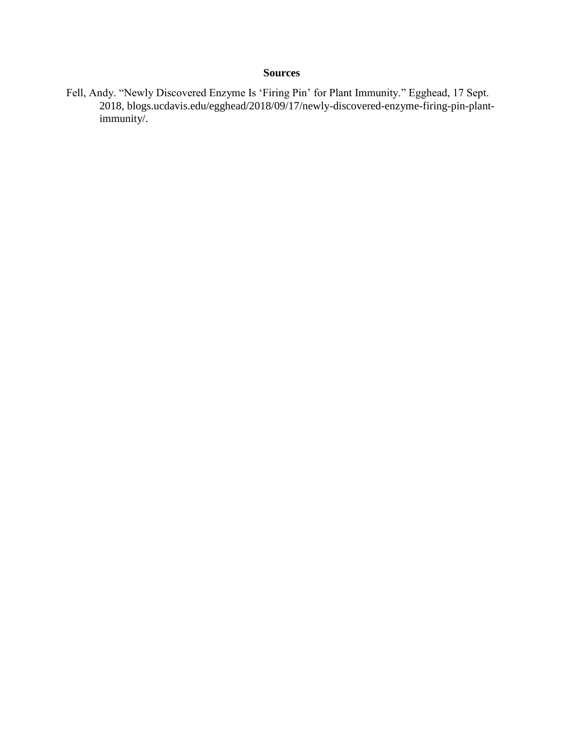**Sources**

Fell, Andy. "Newly Discovered Enzyme Is 'Firing Pin' for Plant Immunity." Egghead, 17 Sept. 2018, blogs.ucdavis.edu/egghead/2018/09/17/newly-discovered-enzyme-firing-pin-plant-immunity/.